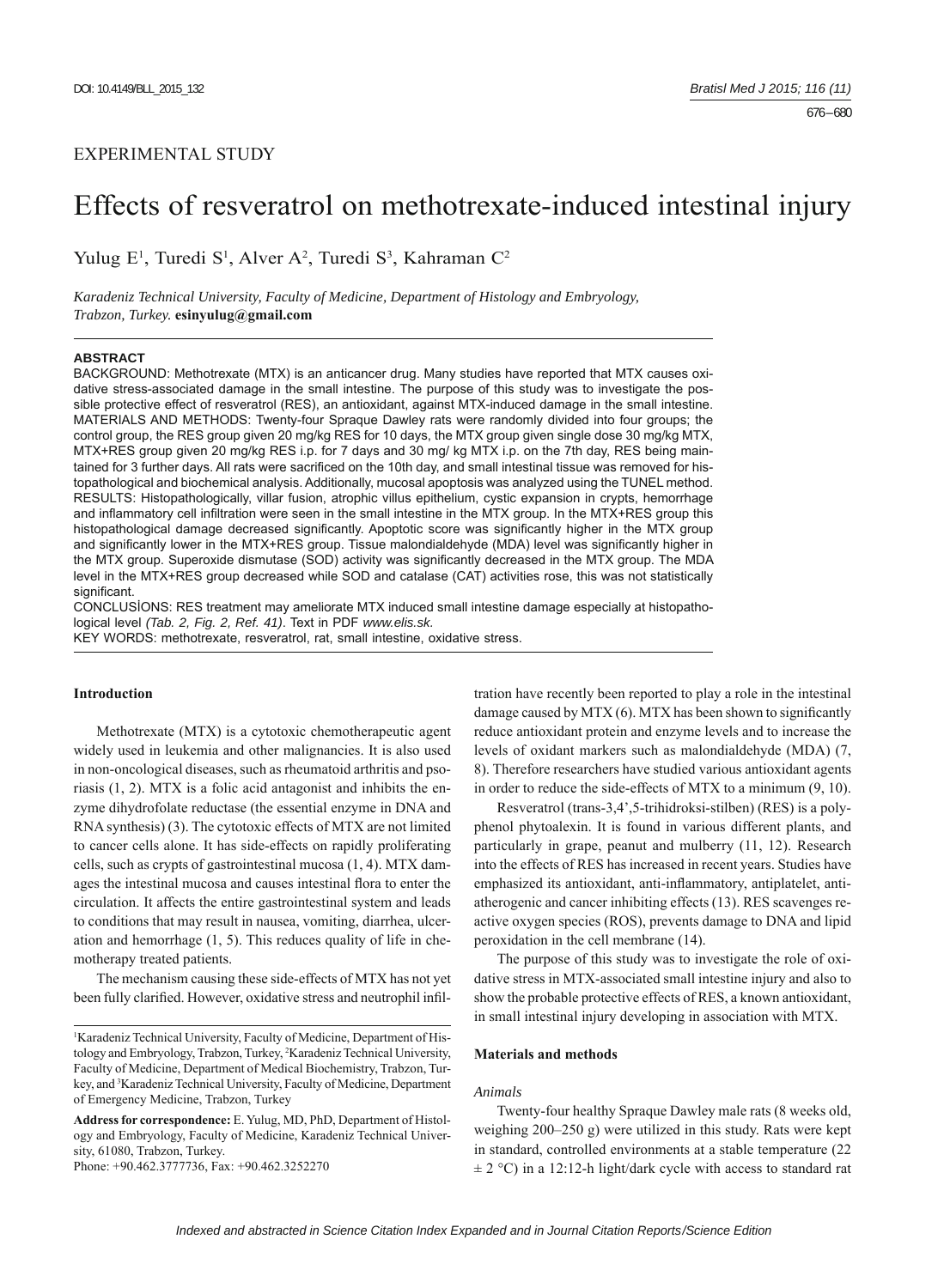EXPERIMENTAL STUDY

# Effects of resveratrol on methotrexate-induced intestinal injury

Yulug E[1], Turedi S[1], Alver A[2], Turedi S[3], Kahraman C[2]

*Karadeniz Technical University, Faculty of Medicine, Department of Histology and Embryology, Trabzon, Turkey.* **esinyulug@gmail.com**

**ABSTRACT**

BACKGROUND: Methotrexate (MTX) is an anticancer drug. Many studies have reported that MTX causes oxidative stress-associated damage in the small intestine. The purpose of this study was to investigate the possible protective effect of resveratrol (RES), an antioxidant, against MTX-induced damage in the small intestine.
MATERIALS AND METHODS: Twenty-four Spraque Dawley rats were randomly divided into four groups; the control group, the RES group given 20 mg/kg RES for 10 days, the MTX group given single dose 30 mg/kg MTX, MTX+RES group given 20 mg/kg RES i.p. for 7 days and 30 mg/ kg MTX i.p. on the 7th day, RES being maintained for 3 further days. All rats were sacrificed on the 10th day, and small intestinal tissue was removed for histopathological and biochemical analysis. Additionally, mucosal apoptosis was analyzed using the TUNEL method.
RESULTS: Histopathologically, villar fusion, atrophic villus epithelium, cystic expansion in crypts, hemorrhage and inflammatory cell infiltration were seen in the small intestine in the MTX group. In the MTX+RES group this histopathological damage decreased significantly. Apoptotic score was significantly higher in the MTX group and significantly lower in the MTX+RES group. Tissue malondialdehyde (MDA) level was significantly higher in the MTX group. Superoxide dismutase (SOD) activity was significantly decreased in the MTX group. The MDA level in the MTX+RES group decreased while SOD and catalase (CAT) activities rose, this was not statistically significant.
CONCLUSİONS: RES treatment may ameliorate MTX induced small intestine damage especially at histopathological level *(Tab. 2, Fig. 2, Ref. 41)*. Text in PDF *www.elis.sk.*
KEY WORDS: methotrexate, resveratrol, rat, small intestine, oxidative stress.

## Introduction

Methotrexate (MTX) is a cytotoxic chemotherapeutic agent widely used in leukemia and other malignancies. It is also used in non-oncological diseases, such as rheumatoid arthritis and psoriasis (1, 2). MTX is a folic acid antagonist and inhibits the enzyme dihydrofolate reductase (the essential enzyme in DNA and RNA synthesis) (3). The cytotoxic effects of MTX are not limited to cancer cells alone. It has side-effects on rapidly proliferating cells, such as crypts of gastrointestinal mucosa (1, 4). MTX damages the intestinal mucosa and causes intestinal flora to enter the circulation. It affects the entire gastrointestinal system and leads to conditions that may result in nausea, vomiting, diarrhea, ulceration and hemorrhage (1, 5). This reduces quality of life in chemotherapy treated patients.

The mechanism causing these side-effects of MTX has not yet been fully clarified. However, oxidative stress and neutrophil infiltration have recently been reported to play a role in the intestinal damage caused by MTX (6). MTX has been shown to significantly reduce antioxidant protein and enzyme levels and to increase the levels of oxidant markers such as malondialdehyde (MDA) (7, 8). Therefore researchers have studied various antioxidant agents in order to reduce the side-effects of MTX to a minimum (9, 10).

Resveratrol (trans-3,4',5-trihidroksi-stilben) (RES) is a polyphenol phytoalexin. It is found in various different plants, and particularly in grape, peanut and mulberry (11, 12). Research into the effects of RES has increased in recent years. Studies have emphasized its antioxidant, anti-inflammatory, antiplatelet, antiatherogenic and cancer inhibiting effects (13). RES scavenges reactive oxygen species (ROS), prevents damage to DNA and lipid peroxidation in the cell membrane (14).

The purpose of this study was to investigate the role of oxidative stress in MTX-associated small intestine injury and also to show the probable protective effects of RES, a known antioxidant, in small intestinal injury developing in association with MTX.

## Materials and methods

### *Animals*

Twenty-four healthy Spraque Dawley male rats (8 weeks old, weighing 200–250 g) were utilized in this study. Rats were kept in standard, controlled environments at a stable temperature (22 ± 2 °C) in a 12:12-h light/dark cycle with access to standard rat

[1]Karadeniz Technical University, Faculty of Medicine, Department of Histology and Embryology, Trabzon, Turkey, [2]Karadeniz Technical University, Faculty of Medicine, Department of Medical Biochemistry, Trabzon, Turkey, and [3]Karadeniz Technical University, Faculty of Medicine, Department of Emergency Medicine, Trabzon, Turkey

**Address for correspondence:** E. Yulug, MD, PhD, Department of Histology and Embryology, Faculty of Medicine, Karadeniz Technical University, 61080, Trabzon, Turkey.
Phone: +90.462.3777736, Fax: +90.462.3252270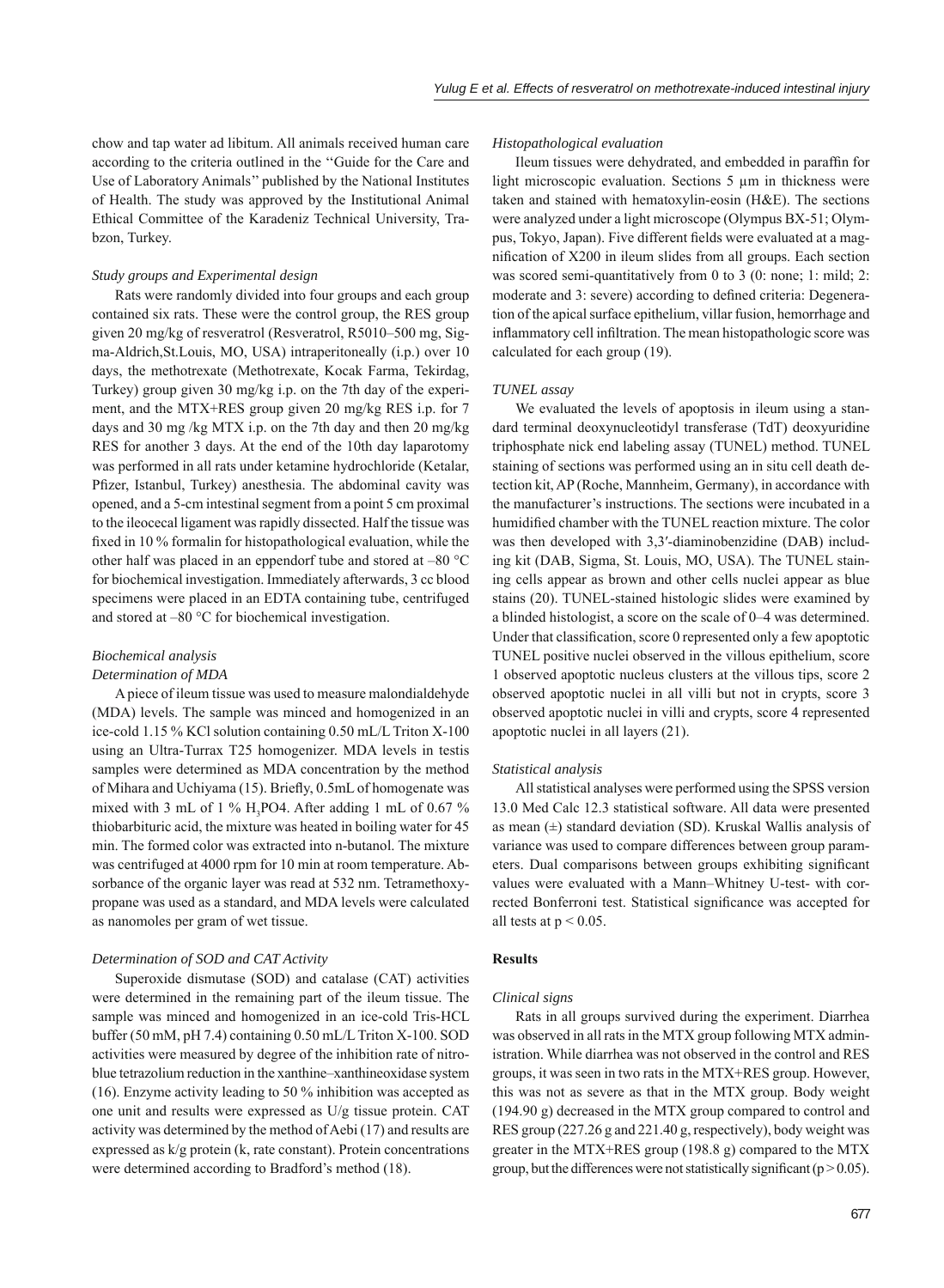chow and tap water ad libitum. All animals received human care according to the criteria outlined in the ''Guide for the Care and Use of Laboratory Animals'' published by the National Institutes of Health. The study was approved by the Institutional Animal Ethical Committee of the Karadeniz Technical University, Trabzon, Turkey.

*Study groups and Experimental design*

Rats were randomly divided into four groups and each group contained six rats. These were the control group, the RES group given 20 mg/kg of resveratrol (Resveratrol, R5010–500 mg, Sigma-Aldrich,St.Louis, MO, USA) intraperitoneally (i.p.) over 10 days, the methotrexate (Methotrexate, Kocak Farma, Tekirdag, Turkey) group given 30 mg/kg i.p. on the 7th day of the experiment, and the MTX+RES group given 20 mg/kg RES i.p. for 7 days and 30 mg /kg MTX i.p. on the 7th day and then 20 mg/kg RES for another 3 days. At the end of the 10th day laparotomy was performed in all rats under ketamine hydrochloride (Ketalar, Pfizer, Istanbul, Turkey) anesthesia. The abdominal cavity was opened, and a 5-cm intestinal segment from a point 5 cm proximal to the ileocecal ligament was rapidly dissected. Half the tissue was fixed in 10 % formalin for histopathological evaluation, while the other half was placed in an eppendorf tube and stored at –80 °C for biochemical investigation. Immediately afterwards, 3 cc blood specimens were placed in an EDTA containing tube, centrifuged and stored at –80 °C for biochemical investigation.

*Biochemical analysis*

*Determination of MDA*

A piece of ileum tissue was used to measure malondialdehyde (MDA) levels. The sample was minced and homogenized in an ice-cold 1.15 % KCl solution containing 0.50 mL/L Triton X-100 using an Ultra-Turrax T25 homogenizer. MDA levels in testis samples were determined as MDA concentration by the method of Mihara and Uchiyama (15). Briefly, 0.5mL of homogenate was mixed with 3 mL of 1 % $H_3PO4$. After adding 1 mL of 0.67 % thiobarbituric acid, the mixture was heated in boiling water for 45 min. The formed color was extracted into n-butanol. The mixture was centrifuged at 4000 rpm for 10 min at room temperature. Absorbance of the organic layer was read at 532 nm. Tetramethoxypropane was used as a standard, and MDA levels were calculated as nanomoles per gram of wet tissue.

*Determination of SOD and CAT Activity*

Superoxide dismutase (SOD) and catalase (CAT) activities were determined in the remaining part of the ileum tissue. The sample was minced and homogenized in an ice-cold Tris-HCL buffer (50 mM, pH 7.4) containing 0.50 mL/L Triton X-100. SOD activities were measured by degree of the inhibition rate of nitroblue tetrazolium reduction in the xanthine–xanthineoxidase system (16). Enzyme activity leading to 50 % inhibition was accepted as one unit and results were expressed as U/g tissue protein. CAT activity was determined by the method of Aebi (17) and results are expressed as k/g protein (k, rate constant). Protein concentrations were determined according to Bradford's method (18).

*Histopathological evaluation*

Ileum tissues were dehydrated, and embedded in paraffin for light microscopic evaluation. Sections 5 μm in thickness were taken and stained with hematoxylin-eosin (H&E). The sections were analyzed under a light microscope (Olympus BX-51; Olympus, Tokyo, Japan). Five different fields were evaluated at a magnification of X200 in ileum slides from all groups. Each section was scored semi-quantitatively from 0 to 3 (0: none; 1: mild; 2: moderate and 3: severe) according to defined criteria: Degeneration of the apical surface epithelium, villar fusion, hemorrhage and inflammatory cell infiltration. The mean histopathologic score was calculated for each group (19).

*TUNEL assay*

We evaluated the levels of apoptosis in ileum using a standard terminal deoxynucleotidyl transferase (TdT) deoxyuridine triphosphate nick end labeling assay (TUNEL) method. TUNEL staining of sections was performed using an in situ cell death detection kit, AP (Roche, Mannheim, Germany), in accordance with the manufacturer's instructions. The sections were incubated in a humidified chamber with the TUNEL reaction mixture. The color was then developed with 3,3′-diaminobenzidine (DAB) including kit (DAB, Sigma, St. Louis, MO, USA). The TUNEL staining cells appear as brown and other cells nuclei appear as blue stains (20). TUNEL-stained histologic slides were examined by a blinded histologist, a score on the scale of 0–4 was determined. Under that classification, score 0 represented only a few apoptotic TUNEL positive nuclei observed in the villous epithelium, score 1 observed apoptotic nucleus clusters at the villous tips, score 2 observed apoptotic nuclei in all villi but not in crypts, score 3 observed apoptotic nuclei in villi and crypts, score 4 represented apoptotic nuclei in all layers (21).

*Statistical analysis*

All statistical analyses were performed using the SPSS version 13.0 Med Calc 12.3 statistical software. All data were presented as mean (±) standard deviation (SD). Kruskal Wallis analysis of variance was used to compare differences between group parameters. Dual comparisons between groups exhibiting significant values were evaluated with a Mann–Whitney U-test- with corrected Bonferroni test. Statistical significance was accepted for all tests at $p < 0.05$.

## Results

*Clinical signs*

Rats in all groups survived during the experiment. Diarrhea was observed in all rats in the MTX group following MTX administration. While diarrhea was not observed in the control and RES groups, it was seen in two rats in the MTX+RES group. However, this was not as severe as that in the MTX group. Body weight (194.90 g) decreased in the MTX group compared to control and RES group (227.26 g and 221.40 g, respectively), body weight was greater in the MTX+RES group (198.8 g) compared to the MTX group, but the differences were not statistically significant ($p > 0.05$).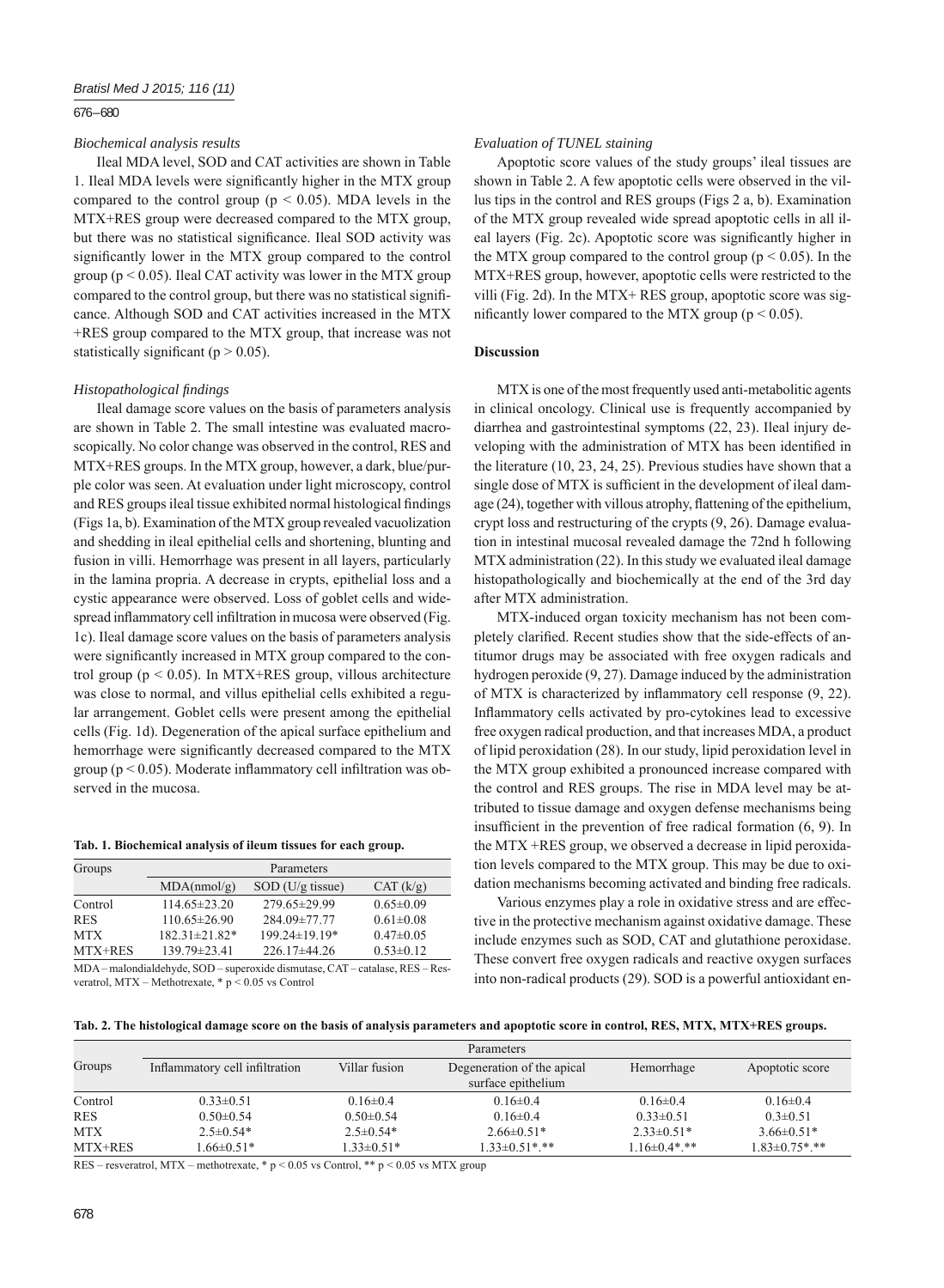*Biochemical analysis results*

Ileal MDA level, SOD and CAT activities are shown in Table 1. Ileal MDA levels were significantly higher in the MTX group compared to the control group ($p < 0.05$). MDA levels in the MTX+RES group were decreased compared to the MTX group, but there was no statistical significance. Ileal SOD activity was significantly lower in the MTX group compared to the control group ($p < 0.05$). Ileal CAT activity was lower in the MTX group compared to the control group, but there was no statistical significance. Although SOD and CAT activities increased in the MTX +RES group compared to the MTX group, that increase was not statistically significant ($p > 0.05$).

*Histopathological findings*

Ileal damage score values on the basis of parameters analysis are shown in Table 2. The small intestine was evaluated macroscopically. No color change was observed in the control, RES and MTX+RES groups. In the MTX group, however, a dark, blue/purple color was seen. At evaluation under light microscopy, control and RES groups ileal tissue exhibited normal histological findings (Figs 1a, b). Examination of the MTX group revealed vacuolization and shedding in ileal epithelial cells and shortening, blunting and fusion in villi. Hemorrhage was present in all layers, particularly in the lamina propria. A decrease in crypts, epithelial loss and a cystic appearance were observed. Loss of goblet cells and widespread inflammatory cell infiltration in mucosa were observed (Fig. 1c). Ileal damage score values on the basis of parameters analysis were significantly increased in MTX group compared to the control group ($p < 0.05$). In MTX+RES group, villous architecture was close to normal, and villus epithelial cells exhibited a regular arrangement. Goblet cells were present among the epithelial cells (Fig. 1d). Degeneration of the apical surface epithelium and hemorrhage were significantly decreased compared to the MTX group ($p < 0.05$). Moderate inflammatory cell infiltration was observed in the mucosa.

**Tab. 1. Biochemical analysis of ileum tissues for each group.**

| Groups | Parameters | | |
|---|---|---|---|
| | MDA(nmol/g) | SOD (U/g tissue) | CAT (k/g) |
| Control | 114.65±23.20 | 279.65±29.99 | 0.65±0.09 |
| RES | 110.65±26.90 | 284.09±77.77 | 0.61±0.08 |
| MTX | 182.31±21.82* | 199.24±19.19* | 0.47±0.05 |
| MTX+RES | 139.79±23.41 | 226.17±44.26 | 0.53±0.12 |

MDA – malondialdehyde, SOD – superoxide dismutase, CAT – catalase, RES – Resveratrol, MTX – Methotrexate, * $p < 0.05$ vs Control

*Evaluation of TUNEL staining*

Apoptotic score values of the study groups' ileal tissues are shown in Table 2. A few apoptotic cells were observed in the villus tips in the control and RES groups (Figs 2 a, b). Examination of the MTX group revealed wide spread apoptotic cells in all ileal layers (Fig. 2c). Apoptotic score was significantly higher in the MTX group compared to the control group ($p < 0.05$). In the MTX+RES group, however, apoptotic cells were restricted to the villi (Fig. 2d). In the MTX+ RES group, apoptotic score was significantly lower compared to the MTX group ($p < 0.05$).

## Discussion

MTX is one of the most frequently used anti-metabolitic agents in clinical oncology. Clinical use is frequently accompanied by diarrhea and gastrointestinal symptoms (22, 23). Ileal injury developing with the administration of MTX has been identified in the literature (10, 23, 24, 25). Previous studies have shown that a single dose of MTX is sufficient in the development of ileal damage (24), together with villous atrophy, flattening of the epithelium, crypt loss and restructuring of the crypts (9, 26). Damage evaluation in intestinal mucosal revealed damage the 72nd h following MTX administration (22). In this study we evaluated ileal damage histopathologically and biochemically at the end of the 3rd day after MTX administration.

MTX-induced organ toxicity mechanism has not been completely clarified. Recent studies show that the side-effects of antitumor drugs may be associated with free oxygen radicals and hydrogen peroxide (9, 27). Damage induced by the administration of MTX is characterized by inflammatory cell response (9, 22). Inflammatory cells activated by pro-cytokines lead to excessive free oxygen radical production, and that increases MDA, a product of lipid peroxidation (28). In our study, lipid peroxidation level in the MTX group exhibited a pronounced increase compared with the control and RES groups. The rise in MDA level may be attributed to tissue damage and oxygen defense mechanisms being insufficient in the prevention of free radical formation (6, 9). In the MTX +RES group, we observed a decrease in lipid peroxidation levels compared to the MTX group. This may be due to oxidation mechanisms becoming activated and binding free radicals.

Various enzymes play a role in oxidative stress and are effective in the protective mechanism against oxidative damage. These include enzymes such as SOD, CAT and glutathione peroxidase. These convert free oxygen radicals and reactive oxygen surfaces into non-radical products (29). SOD is a powerful antioxidant en-

**Tab. 2. The histological damage score on the basis of analysis parameters and apoptotic score in control, RES, MTX, MTX+RES groups.**

| Groups | Parameters | | | | |
|---|---|---|---|---|---|
| | Inflammatory cell infiltration | Villar fusion | Degeneration of the apical surface epithelium | Hemorrhage | Apoptotic score |
| Control | 0.33±0.51 | 0.16±0.4 | 0.16±0.4 | 0.16±0.4 | 0.16±0.4 |
| RES | 0.50±0.54 | 0.50±0.54 | 0.16±0.4 | 0.33±0.51 | 0.3±0.51 |
| MTX | 2.5±0.54* | 2.5±0.54* | 2.66±0.51* | 2.33±0.51* | 3.66±0.51* |
| MTX+RES | 1.66±0.51* | 1.33±0.51* | 1.33±0.51*,** | 1.16±0.4*,** | 1.83±0.75*,** |

RES – resveratrol, MTX – methotrexate, * $p < 0.05$ vs Control, ** $p < 0.05$ vs MTX group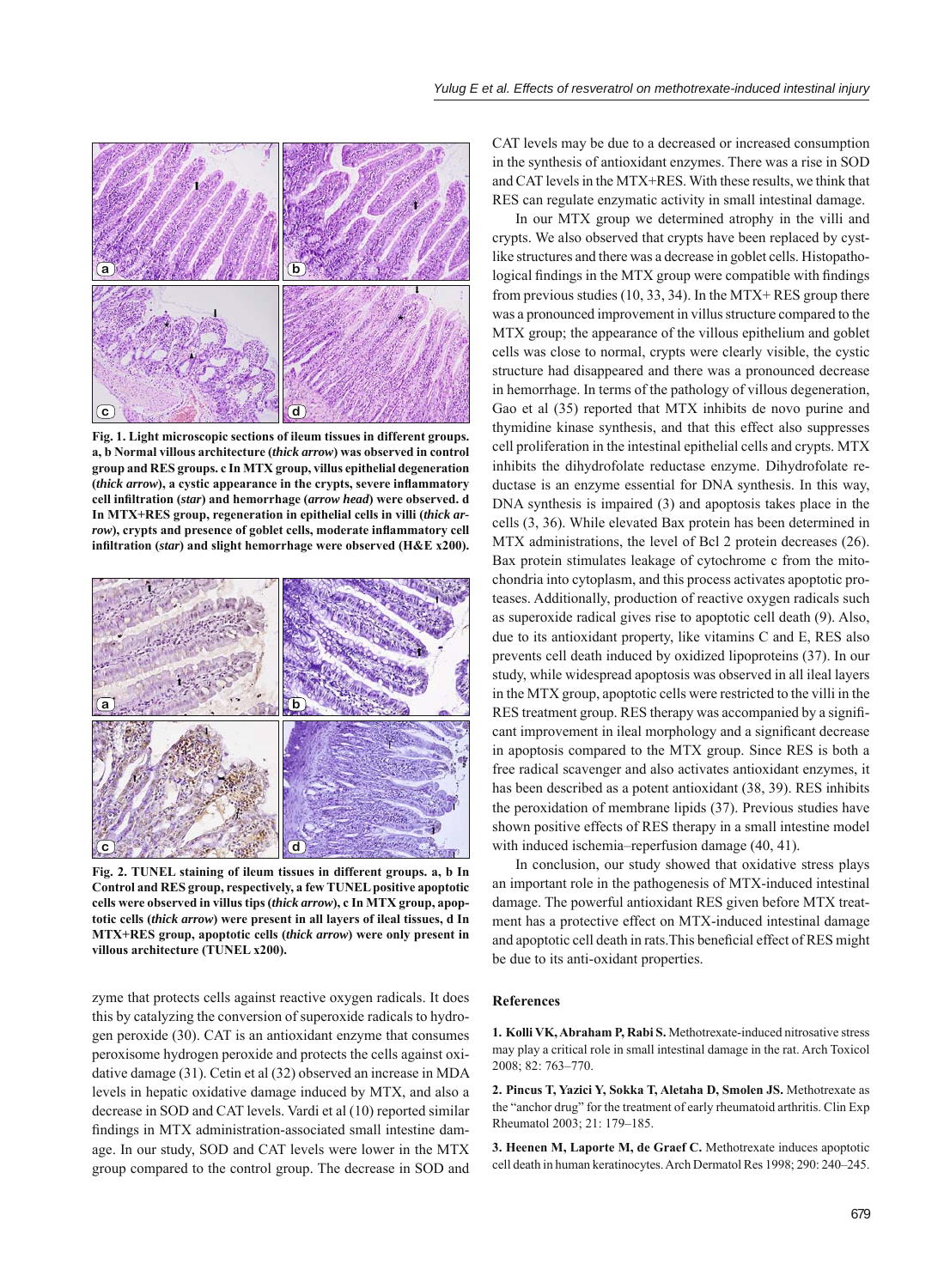**Fig. 1. Light microscopic sections of ileum tissues in different groups. a, b Normal villous architecture (*thick arrow*) was observed in control group and RES groups. c In MTX group, villus epithelial degeneration (*thick arrow*), a cystic appearance in the crypts, severe inflammatory cell infiltration (*star*) and hemorrhage (*arrow head*) were observed. d In MTX+RES group, regeneration in epithelial cells in villi (*thick arrow*), crypts and presence of goblet cells, moderate inflammatory cell infiltration (*star*) and slight hemorrhage were observed (H&E x200).**

**Fig. 2. TUNEL staining of ileum tissues in different groups. a, b In Control and RES group, respectively, a few TUNEL positive apoptotic cells were observed in villus tips (*thick arrow*), c In MTX group, apoptotic cells (*thick arrow*) were present in all layers of ileal tissues, d In MTX+RES group, apoptotic cells (*thick arrow*) were only present in villous architecture (TUNEL x200).**

zyme that protects cells against reactive oxygen radicals. It does this by catalyzing the conversion of superoxide radicals to hydrogen peroxide (30). CAT is an antioxidant enzyme that consumes peroxisome hydrogen peroxide and protects the cells against oxidative damage (31). Cetin et al (32) observed an increase in MDA levels in hepatic oxidative damage induced by MTX, and also a decrease in SOD and CAT levels. Vardi et al (10) reported similar findings in MTX administration-associated small intestine damage. In our study, SOD and CAT levels were lower in the MTX group compared to the control group. The decrease in SOD and CAT levels may be due to a decreased or increased consumption in the synthesis of antioxidant enzymes. There was a rise in SOD and CAT levels in the MTX+RES. With these results, we think that RES can regulate enzymatic activity in small intestinal damage.

In our MTX group we determined atrophy in the villi and crypts. We also observed that crypts have been replaced by cyst-like structures and there was a decrease in goblet cells. Histopathological findings in the MTX group were compatible with findings from previous studies (10, 33, 34). In the MTX+ RES group there was a pronounced improvement in villus structure compared to the MTX group; the appearance of the villous epithelium and goblet cells was close to normal, crypts were clearly visible, the cystic structure had disappeared and there was a pronounced decrease in hemorrhage. In terms of the pathology of villous degeneration, Gao et al (35) reported that MTX inhibits de novo purine and thymidine kinase synthesis, and that this effect also suppresses cell proliferation in the intestinal epithelial cells and crypts. MTX inhibits the dihydrofolate reductase enzyme. Dihydrofolate reductase is an enzyme essential for DNA synthesis. In this way, DNA synthesis is impaired (3) and apoptosis takes place in the cells (3, 36). While elevated Bax protein has been determined in MTX administrations, the level of Bcl 2 protein decreases (26). Bax protein stimulates leakage of cytochrome c from the mitochondria into cytoplasm, and this process activates apoptotic proteases. Additionally, production of reactive oxygen radicals such as superoxide radical gives rise to apoptotic cell death (9). Also, due to its antioxidant property, like vitamins C and E, RES also prevents cell death induced by oxidized lipoproteins (37). In our study, while widespread apoptosis was observed in all ileal layers in the MTX group, apoptotic cells were restricted to the villi in the RES treatment group. RES therapy was accompanied by a significant improvement in ileal morphology and a significant decrease in apoptosis compared to the MTX group. Since RES is both a free radical scavenger and also activates antioxidant enzymes, it has been described as a potent antioxidant (38, 39). RES inhibits the peroxidation of membrane lipids (37). Previous studies have shown positive effects of RES therapy in a small intestine model with induced ischemia–reperfusion damage (40, 41).

In conclusion, our study showed that oxidative stress plays an important role in the pathogenesis of MTX-induced intestinal damage. The powerful antioxidant RES given before MTX treatment has a protective effect on MTX-induced intestinal damage and apoptotic cell death in rats.This beneficial effect of RES might be due to its anti-oxidant properties.

## References

**1. Kolli VK, Abraham P, Rabi S.** Methotrexate-induced nitrosative stress may play a critical role in small intestinal damage in the rat. Arch Toxicol 2008; 82: 763–770.

**2. Pincus T, Yazici Y, Sokka T, Aletaha D, Smolen JS.** Methotrexate as the "anchor drug" for the treatment of early rheumatoid arthritis. Clin Exp Rheumatol 2003; 21: 179–185.

**3. Heenen M, Laporte M, de Graef C.** Methotrexate induces apoptotic cell death in human keratinocytes. Arch Dermatol Res 1998; 290: 240–245.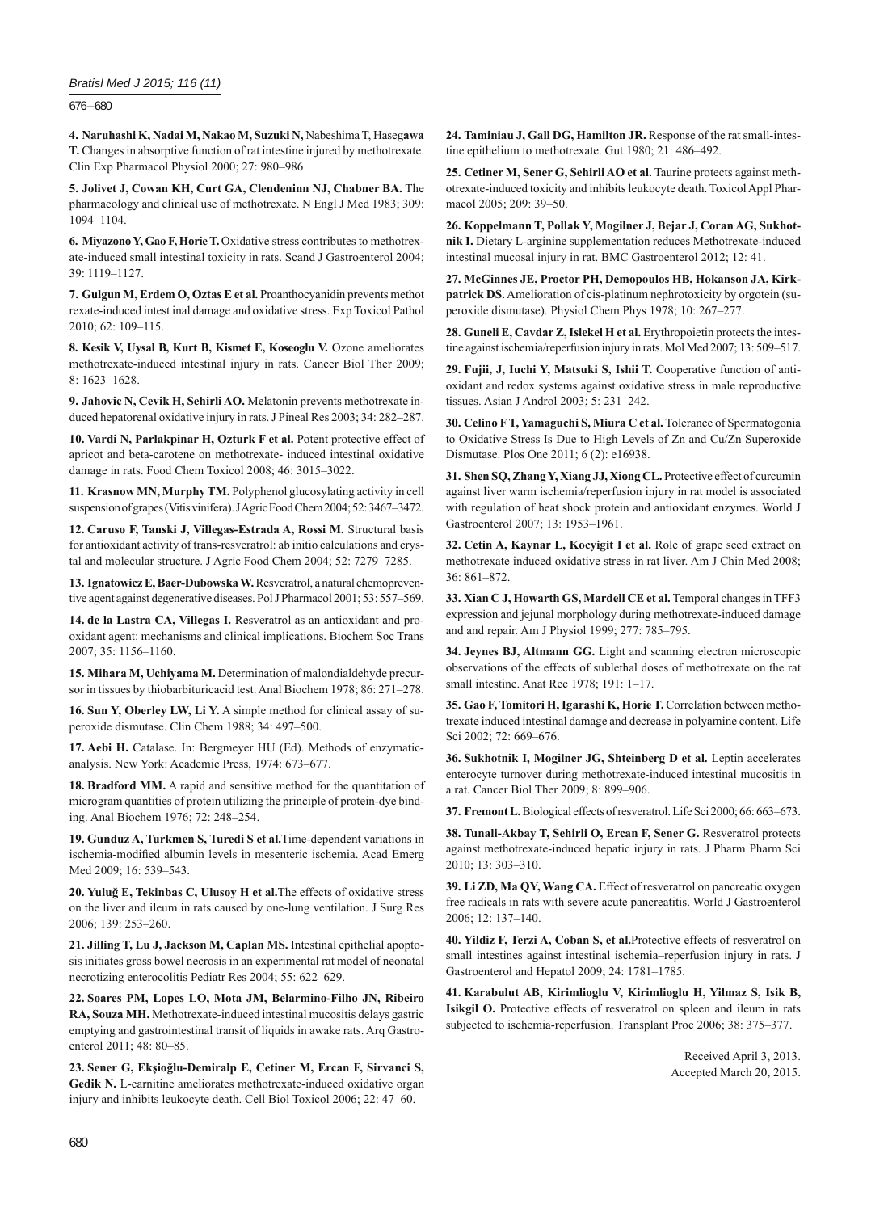**4. Naruhashi K, Nadai M, Nakao M, Suzuki N,** Nabeshima T, Hegasawa **T.** Changes in absorptive function of rat intestine injured by methotrexate. Clin Exp Pharmacol Physiol 2000; 27: 980–986.

**5. Jolivet J, Cowan KH, Curt GA, Clendeninn NJ, Chabner BA.** The pharmacology and clinical use of methotrexate. N Engl J Med 1983; 309: 1094–1104.

**6. Miyazono Y, Gao F, Horie T.** Oxidative stress contributes to methotrexate-induced small intestinal toxicity in rats. Scand J Gastroenterol 2004; 39: 1119–1127.

**7. Gulgun M, Erdem O, Oztas E et al.** Proanthocyanidin prevents methot rexate-induced intest inal damage and oxidative stress. Exp Toxicol Pathol 2010; 62: 109–115.

**8. Kesik V, Uysal B, Kurt B, Kismet E, Koseoglu V.** Ozone ameliorates methotrexate-induced intestinal injury in rats. Cancer Biol Ther 2009; 8: 1623–1628.

**9. Jahovic N, Cevik H, Sehirli AO.** Melatonin prevents methotrexate induced hepatorenal oxidative injury in rats. J Pineal Res 2003; 34: 282–287.

**10. Vardi N, Parlakpinar H, Ozturk F et al.** Potent protective effect of apricot and beta-carotene on methotrexate- induced intestinal oxidative damage in rats. Food Chem Toxicol 2008; 46: 3015–3022.

**11. Krasnow MN, Murphy TM.** Polyphenol glucosylating activity in cell suspension of grapes (Vitis vinifera). J Agric Food Chem 2004; 52: 3467–3472.

**12. Caruso F, Tanski J, Villegas-Estrada A, Rossi M.** Structural basis for antioxidant activity of trans-resveratrol: ab initio calculations and crystal and molecular structure. J Agric Food Chem 2004; 52: 7279–7285.

**13. Ignatowicz E, Baer-Dubowska W.** Resveratrol, a natural chemopreventive agent against degenerative diseases. Pol J Pharmacol 2001; 53: 557–569.

**14. de la Lastra CA, Villegas I.** Resveratrol as an antioxidant and prooxidant agent: mechanisms and clinical implications. Biochem Soc Trans 2007; 35: 1156–1160.

**15. Mihara M, Uchiyama M.** Determination of malondialdehyde precursor in tissues by thiobarbituricacid test. Anal Biochem 1978; 86: 271–278.

**16. Sun Y, Oberley LW, Li Y.** A simple method for clinical assay of superoxide dismutase. Clin Chem 1988; 34: 497–500.

**17. Aebi H.** Catalase. In: Bergmeyer HU (Ed). Methods of enzymaticanalysis. New York: Academic Press, 1974: 673–677.

**18. Bradford MM.** A rapid and sensitive method for the quantitation of microgram quantities of protein utilizing the principle of protein-dye binding. Anal Biochem 1976; 72: 248–254.

**19. Gunduz A, Turkmen S, Turedi S et al.**Time-dependent variations in ischemia-modified albumin levels in mesenteric ischemia. Acad Emerg Med 2009; 16: 539–543.

**20. Yuluğ E, Tekinbas C, Ulusoy H et al.**The effects of oxidative stress on the liver and ileum in rats caused by one-lung ventilation. J Surg Res 2006; 139: 253–260.

**21. Jilling T, Lu J, Jackson M, Caplan MS.** Intestinal epithelial apoptosis initiates gross bowel necrosis in an experimental rat model of neonatal necrotizing enterocolitis Pediatr Res 2004; 55: 622–629.

**22. Soares PM, Lopes LO, Mota JM, Belarmino-Filho JN, Ribeiro RA, Souza MH.** Methotrexate-induced intestinal mucositis delays gastric emptying and gastrointestinal transit of liquids in awake rats. Arq Gastroenterol 2011; 48: 80–85.

**23. Sener G, Ekşioğlu-Demiralp E, Cetiner M, Ercan F, Sirvanci S, Gedik N.** L-carnitine ameliorates methotrexate-induced oxidative organ injury and inhibits leukocyte death. Cell Biol Toxicol 2006; 22: 47–60.

**24. Taminiau J, Gall DG, Hamilton JR.** Response of the rat small-intestine epithelium to methotrexate. Gut 1980; 21: 486–492.

**25. Cetiner M, Sener G, Sehirli AO et al.** Taurine protects against methotrexate-induced toxicity and inhibits leukocyte death. Toxicol Appl Pharmacol 2005; 209: 39–50.

**26. Koppelmann T, Pollak Y, Mogilner J, Bejar J, Coran AG, Sukhotnik I.** Dietary L-arginine supplementation reduces Methotrexate-induced intestinal mucosal injury in rat. BMC Gastroenterol 2012; 12: 41.

**27. McGinnes JE, Proctor PH, Demopoulos HB, Hokanson JA, Kirkpatrick DS.** Amelioration of cis-platinum nephrotoxicity by orgotein (superoxide dismutase). Physiol Chem Phys 1978; 10: 267–277.

**28. Guneli E, Cavdar Z, Islekel H et al.** Erythropoietin protects the intestine against ischemia/reperfusion injury in rats. Mol Med 2007; 13: 509–517.

**29. Fujii, J, Iuchi Y, Matsuki S, Ishii T.** Cooperative function of antioxidant and redox systems against oxidative stress in male reproductive tissues. Asian J Androl 2003; 5: 231–242.

**30. Celino F T, Yamaguchi S, Miura C et al.** Tolerance of Spermatogonia to Oxidative Stress Is Due to High Levels of Zn and Cu/Zn Superoxide Dismutase. Plos One 2011; 6 (2): e16938.

**31. Shen SQ, Zhang Y, Xiang JJ, Xiong CL.** Protective effect of curcumin against liver warm ischemia/reperfusion injury in rat model is associated with regulation of heat shock protein and antioxidant enzymes. World J Gastroenterol 2007; 13: 1953–1961.

**32. Cetin A, Kaynar L, Kocyigit I et al.** Role of grape seed extract on methotrexate induced oxidative stress in rat liver. Am J Chin Med 2008; 36: 861–872.

**33. Xian C J, Howarth GS, Mardell CE et al.** Temporal changes in TFF3 expression and jejunal morphology during methotrexate-induced damage and and repair. Am J Physiol 1999; 277: 785–795.

**34. Jeynes BJ, Altmann GG.** Light and scanning electron microscopic observations of the effects of sublethal doses of methotrexate on the rat small intestine. Anat Rec 1978; 191: 1–17.

**35. Gao F, Tomitori H, Igarashi K, Horie T.** Correlation between methotrexate induced intestinal damage and decrease in polyamine content. Life Sci 2002; 72: 669–676.

**36. Sukhotnik I, Mogilner JG, Shteinberg D et al.** Leptin accelerates enterocyte turnover during methotrexate-induced intestinal mucositis in a rat. Cancer Biol Ther 2009; 8: 899–906.

**37. Fremont L.** Biological effects of resveratrol. Life Sci 2000; 66: 663–673.

**38. Tunali-Akbay T, Sehirli O, Ercan F, Sener G.** Resveratrol protects against methotrexate-induced hepatic injury in rats. J Pharm Pharm Sci 2010; 13: 303–310.

**39. Li ZD, Ma QY, Wang CA.** Effect of resveratrol on pancreatic oxygen free radicals in rats with severe acute pancreatitis. World J Gastroenterol 2006; 12: 137–140.

**40. Yildiz F, Terzi A, Coban S, et al.**Protective effects of resveratrol on small intestines against intestinal ischemia–reperfusion injury in rats. J Gastroenterol and Hepatol 2009; 24: 1781–1785.

**41. Karabulut AB, Kirimlioglu V, Kirimlioglu H, Yilmaz S, Isik B, Isikgil O.** Protective effects of resveratrol on spleen and ileum in rats subjected to ischemia-reperfusion. Transplant Proc 2006; 38: 375–377.

Received April 3, 2013.
Accepted March 20, 2015.